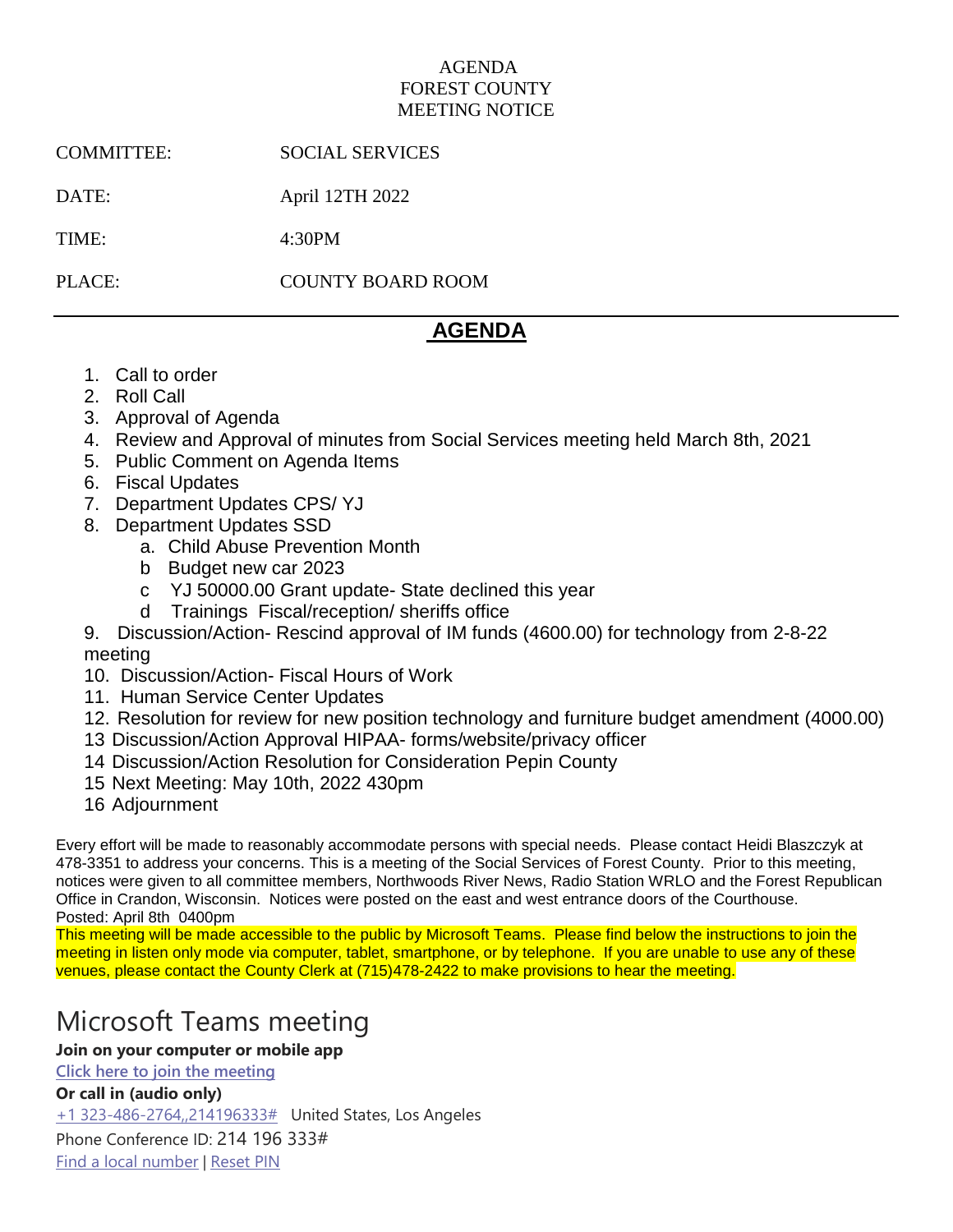AGENDA
FOREST COUNTY
MEETING NOTICE

COMMITTEE: SOCIAL SERVICES

DATE: April 12TH 2022

TIME: 4:30PM

PLACE: COUNTY BOARD ROOM

---

# AGENDA

1. Call to order
2. Roll Call
3. Approval of Agenda
4. Review and Approval of minutes from Social Services meeting held March 8th, 2021
5. Public Comment on Agenda Items
6. Fiscal Updates
7. Department Updates CPS/ YJ
8. Department Updates SSD
   - a. Child Abuse Prevention Month
   - b Budget new car 2023
   - c YJ 50000.00 Grant update- State declined this year
   - d Trainings Fiscal/reception/ sheriffs office

9. Discussion/Action- Rescind approval of IM funds (4600.00) for technology from 2-8-22 meeting
10. Discussion/Action- Fiscal Hours of Work
11. Human Service Center Updates
12. Resolution for review for new position technology and furniture budget amendment (4000.00)
13 Discussion/Action Approval HIPAA- forms/website/privacy officer
14 Discussion/Action Resolution for Consideration Pepin County
15 Next Meeting: May 10th, 2022 430pm
16 Adjournment

Every effort will be made to reasonably accommodate persons with special needs. Please contact Heidi Blaszczyk at 478-3351 to address your concerns. This is a meeting of the Social Services of Forest County. Prior to this meeting, notices were given to all committee members, Northwoods River News, Radio Station WRLO and the Forest Republican Office in Crandon, Wisconsin. Notices were posted on the east and west entrance doors of the Courthouse.
Posted: April 8th 0400pm

This meeting will be made accessible to the public by Microsoft Teams. Please find below the instructions to join the meeting in listen only mode via computer, tablet, smartphone, or by telephone. If you are unable to use any of these venues, please contact the County Clerk at (715)478-2422 to make provisions to hear the meeting.

# Microsoft Teams meeting

**Join on your computer or mobile app**

Click here to join the meeting

**Or call in (audio only)**

+1 323-486-2764,,214196333# United States, Los Angeles

Phone Conference ID: 214 196 333#

Find a local number | Reset PIN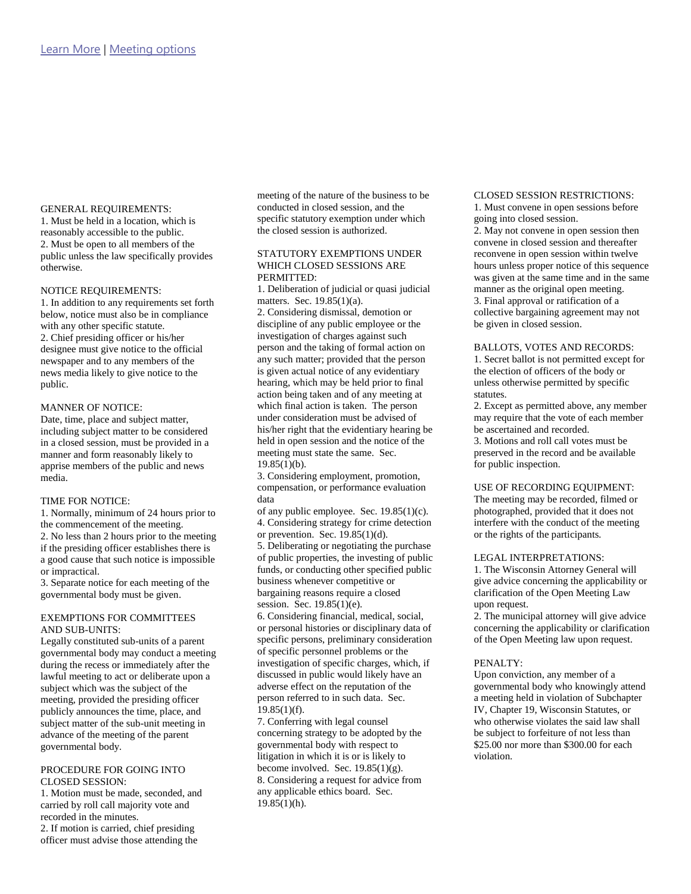[Learn More](#) | [Meeting options](#)

GENERAL REQUIREMENTS:
1. Must be held in a location, which is reasonably accessible to the public.
2. Must be open to all members of the public unless the law specifically provides otherwise.

NOTICE REQUIREMENTS:
1. In addition to any requirements set forth below, notice must also be in compliance with any other specific statute.
2. Chief presiding officer or his/her designee must give notice to the official newspaper and to any members of the news media likely to give notice to the public.

MANNER OF NOTICE:
Date, time, place and subject matter, including subject matter to be considered in a closed session, must be provided in a manner and form reasonably likely to apprise members of the public and news media.

TIME FOR NOTICE:
1. Normally, minimum of 24 hours prior to the commencement of the meeting.
2. No less than 2 hours prior to the meeting if the presiding officer establishes there is a good cause that such notice is impossible or impractical.
3. Separate notice for each meeting of the governmental body must be given.

EXEMPTIONS FOR COMMITTEES AND SUB-UNITS:
Legally constituted sub-units of a parent governmental body may conduct a meeting during the recess or immediately after the lawful meeting to act or deliberate upon a subject which was the subject of the meeting, provided the presiding officer publicly announces the time, place, and subject matter of the sub-unit meeting in advance of the meeting of the parent governmental body.

PROCEDURE FOR GOING INTO CLOSED SESSION:
1. Motion must be made, seconded, and carried by roll call majority vote and recorded in the minutes.
2. If motion is carried, chief presiding officer must advise those attending the meeting of the nature of the business to be conducted in closed session, and the specific statutory exemption under which the closed session is authorized.

STATUTORY EXEMPTIONS UNDER WHICH CLOSED SESSIONS ARE PERMITTED:
1. Deliberation of judicial or quasi judicial matters. Sec. 19.85(1)(a).
2. Considering dismissal, demotion or discipline of any public employee or the investigation of charges against such person and the taking of formal action on any such matter; provided that the person is given actual notice of any evidentiary hearing, which may be held prior to final action being taken and of any meeting at which final action is taken. The person under consideration must be advised of his/her right that the evidentiary hearing be held in open session and the notice of the meeting must state the same. Sec. 19.85(1)(b).
3. Considering employment, promotion, compensation, or performance evaluation data of any public employee. Sec. 19.85(1)(c).
4. Considering strategy for crime detection or prevention. Sec. 19.85(1)(d).
5. Deliberating or negotiating the purchase of public properties, the investing of public funds, or conducting other specified public business whenever competitive or bargaining reasons require a closed session. Sec. 19.85(1)(e).
6. Considering financial, medical, social, or personal histories or disciplinary data of specific persons, preliminary consideration of specific personnel problems or the investigation of specific charges, which, if discussed in public would likely have an adverse effect on the reputation of the person referred to in such data. Sec. 19.85(1)(f).
7. Conferring with legal counsel concerning strategy to be adopted by the governmental body with respect to litigation in which it is or is likely to become involved. Sec. 19.85(1)(g).
8. Considering a request for advice from any applicable ethics board. Sec. 19.85(1)(h).

CLOSED SESSION RESTRICTIONS:
1. Must convene in open sessions before going into closed session.
2. May not convene in open session then convene in closed session and thereafter reconvene in open session within twelve hours unless proper notice of this sequence was given at the same time and in the same manner as the original open meeting.
3. Final approval or ratification of a collective bargaining agreement may not be given in closed session.

BALLOTS, VOTES AND RECORDS:
1. Secret ballot is not permitted except for the election of officers of the body or unless otherwise permitted by specific statutes.
2. Except as permitted above, any member may require that the vote of each member be ascertained and recorded.
3. Motions and roll call votes must be preserved in the record and be available for public inspection.

USE OF RECORDING EQUIPMENT:
The meeting may be recorded, filmed or photographed, provided that it does not interfere with the conduct of the meeting or the rights of the participants.

LEGAL INTERPRETATIONS:
1. The Wisconsin Attorney General will give advice concerning the applicability or clarification of the Open Meeting Law upon request.
2. The municipal attorney will give advice concerning the applicability or clarification of the Open Meeting law upon request.

PENALTY:
Upon conviction, any member of a governmental body who knowingly attend a meeting held in violation of Subchapter IV, Chapter 19, Wisconsin Statutes, or who otherwise violates the said law shall be subject to forfeiture of not less than $25.00 nor more than $300.00 for each violation.